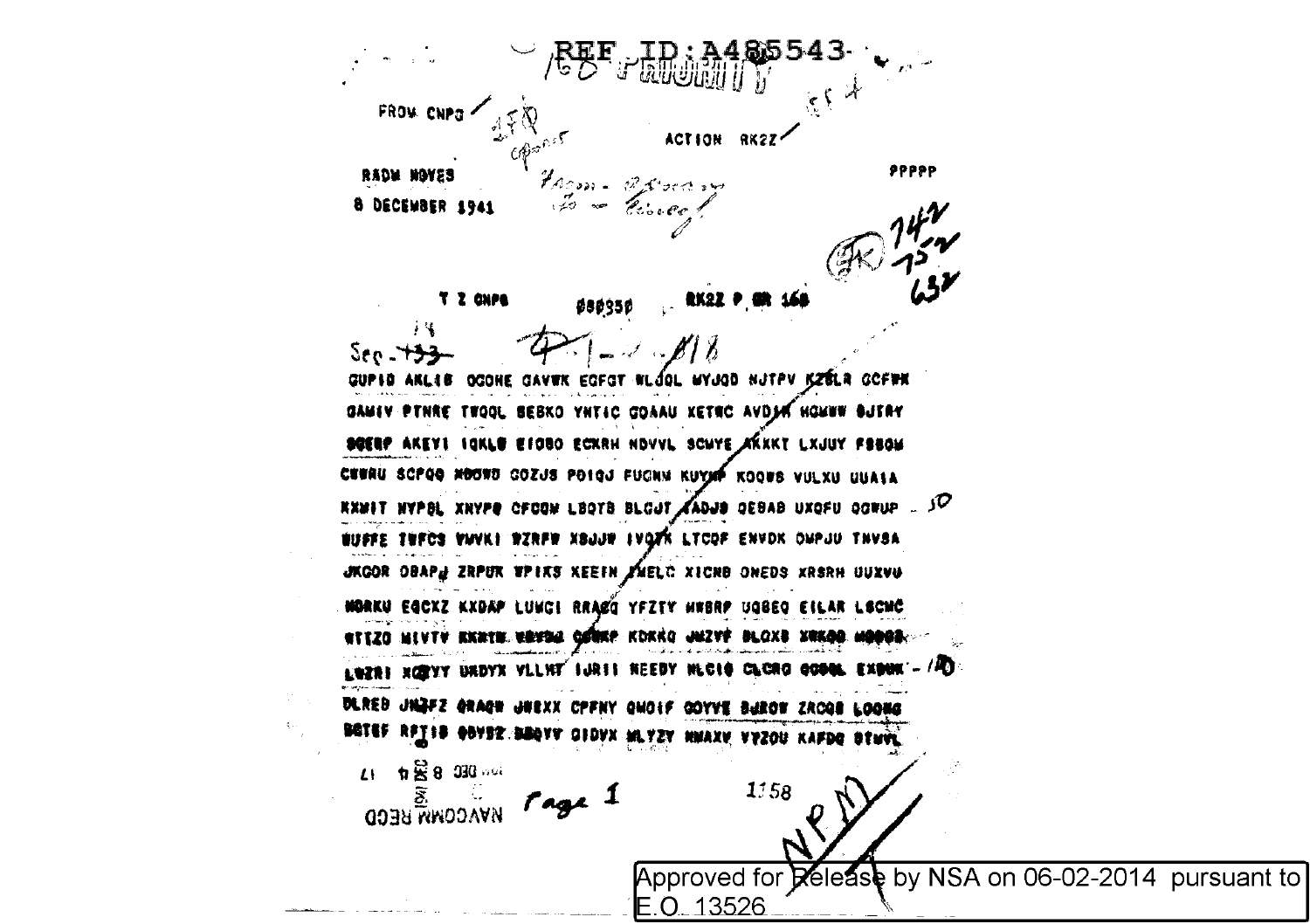REF ID:A485543

PRIORITY

FROM CNPG

ACTION RK2Z

RADM NOYES

PPPPP

8 DECEMBER 1941

T Z CNPG 080350 RK2Z P GR 160

Sec - 133

GUPIO AKLIB OGOHE GAVWK EOFGT WLOOL MYJOD NJTPV KZBLR GCFWK

GAMIV PTNRE TWOQL SEBKO YNTIC GOAAU XETNC AVDAH HOMWW BJTRY

SOEEP AKEYI IQKLB EIOBO ECXRH NDVVL SCMYE AKKKT LXJUY FSSOM

CWBRU SCPQG MOOWD COZJS PDIQJ FUCNM KUYMP KOQWS VULXU UUAIA

RXMIT NYPBL XNYPG CFCOM LBQTB BLCJT AADJB QEBAB UXQFU OQWUP

WUFFE TWFCS VWVKI WZRFW XBJJW IVQTK LTCOF ENVDK OMPJU TNVSA

JKCOR OBAPJ ZRPUK WPIKS XEEFN MELC XICNB ONEDS XRSRH UUXVU

MORKU EQCXZ KXDAP LUWCI RRAGQ YFZTY MWBRP UQBEQ EILAR LBCMC

WTIZO MIVTV KKWTM WBVBM QBWKP KDKKQ JMZVF BLOXB XMKQQ MQQQS

LWZRI XQYYY UKDYX VLLMT IJRII NEEDY WLCIG CLCRQ GOBBL EXBUK

DLRED JMZFZ GRAQW JWEXX CPFNY QMOIF GOYVE BJROW ZRCQB LOOWG

BGTEF RPTIB QBVBZ BBQVY OIDVX WLYZV NWAXV VYZOU KAFDQ BTMVL

NAVCOMM RECD 1941 DEC 8 17

Page 1

1158

NPM

Approved for Release by NSA on 06-02-2014 pursuant to E.O. 13526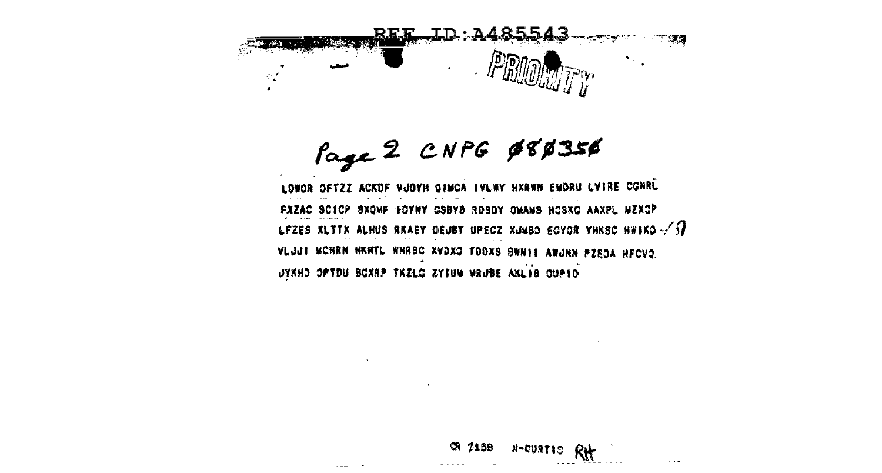REF ID:A485543

PRIORITY

Page 2 CNPG Ø8Ø35Ø

LDWOR OFTZZ ACKDF VJOYH QIMCA IVLWY HXRWN EWDRU LVIRE CGNRL
FXZAC SCICP SXQMF IOYNY GSBYB RDSOY OMAMS HQSXG AAXPL MZXQP
LFZES XLTTX ALHUS RKAEY OEJBT UPEGZ XJMBD EOYOR YHKSC HWIKO -/5
VLJJI MCHRN HKHTL WNRBC XVDXG TDDXS BWNII AWJNN PZEDA HFCVQ
JYKHD OPTDU BCXRP TKZLG ZYIUW WRJBE AXLIB QUPID

CR Ø138 X-CURTIS RH